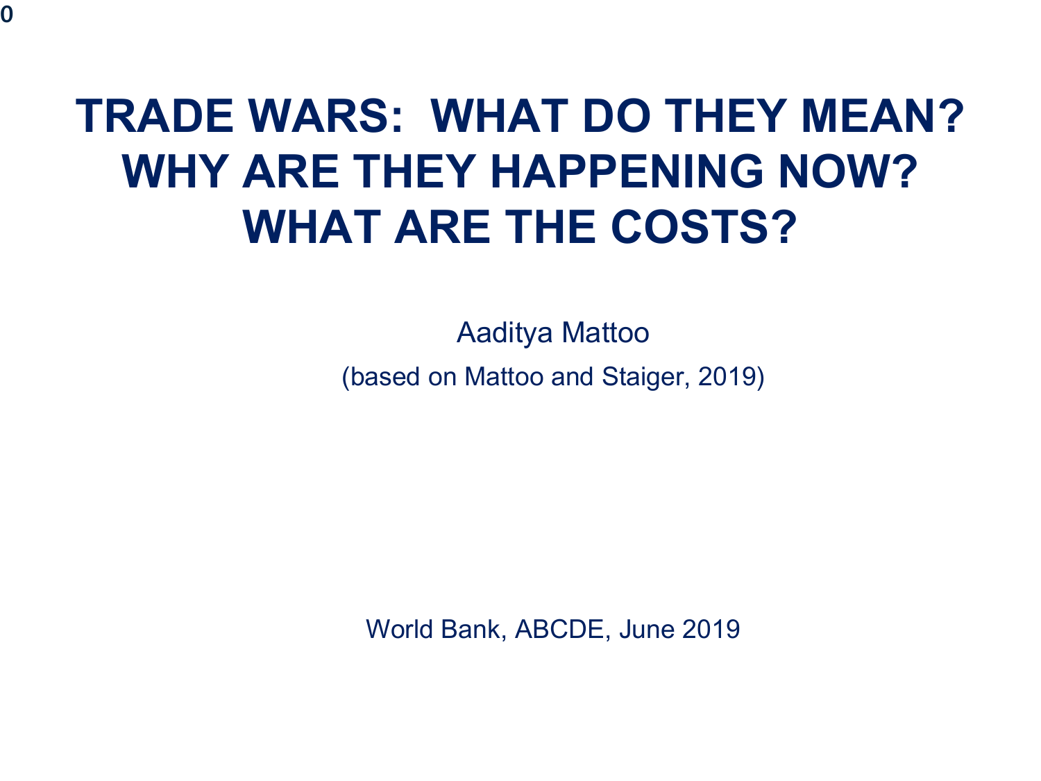# TRADE WARS: WHAT DO THEY MEAN? WHY ARE THEY HAPPENING NOW? WHAT ARE THE COSTS?

Aaditya Mattoo

(based on Mattoo and Staiger, 2019)

World Bank, ABCDE, June 2019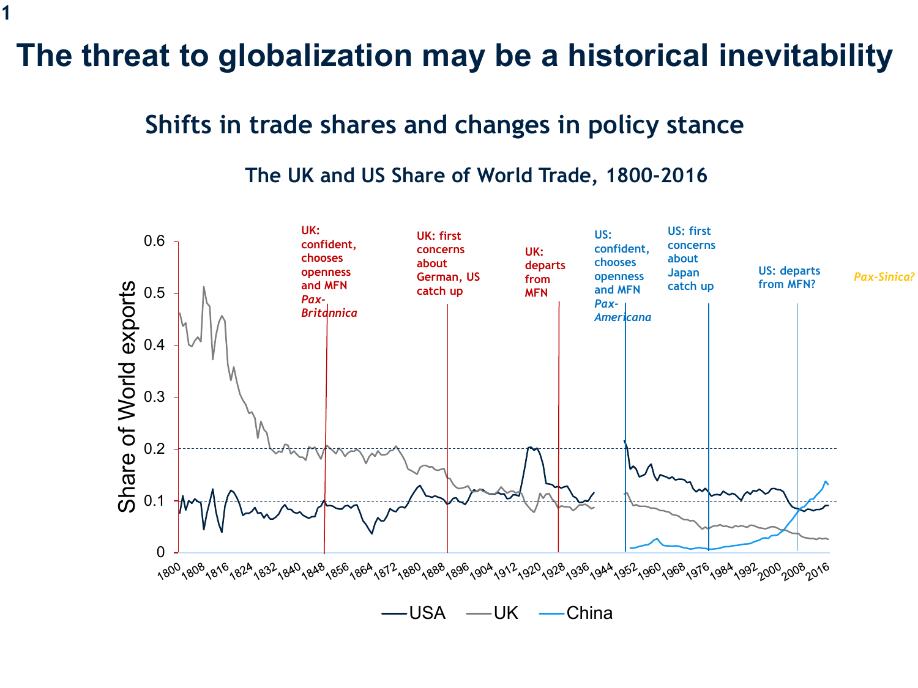# The threat to globalization may be a historical inevitability

## Shifts in trade shares and changes in policy stance

### The UK and US Share of World Trade, 1800-2016

UK: confident, chooses openness and MFN *Pax-Britannica*

UK: first concerns about German, US catch up

UK: departs from MFN

US: confident, chooses openness and MFN *Pax-Americana*

US: first concerns about Japan catch up

US: departs from MFN?

*Pax-Sinica?*

Share of World exports

0 | 0.1 | 0.2 | 0.3 | 0.4 | 0.5 | 0.6

1800 | 1808 | 1816 | 1824 | 1832 | 1840 | 1848 | 1856 | 1864 | 1872 | 1880 | 1888 | 1896 | 1904 | 1912 | 1920 | 1928 | 1936 | 1944 | 1952 | 1960 | 1968 | 1976 | 1984 | 1992 | 2000 | 2008 | 2016

USA — UK — China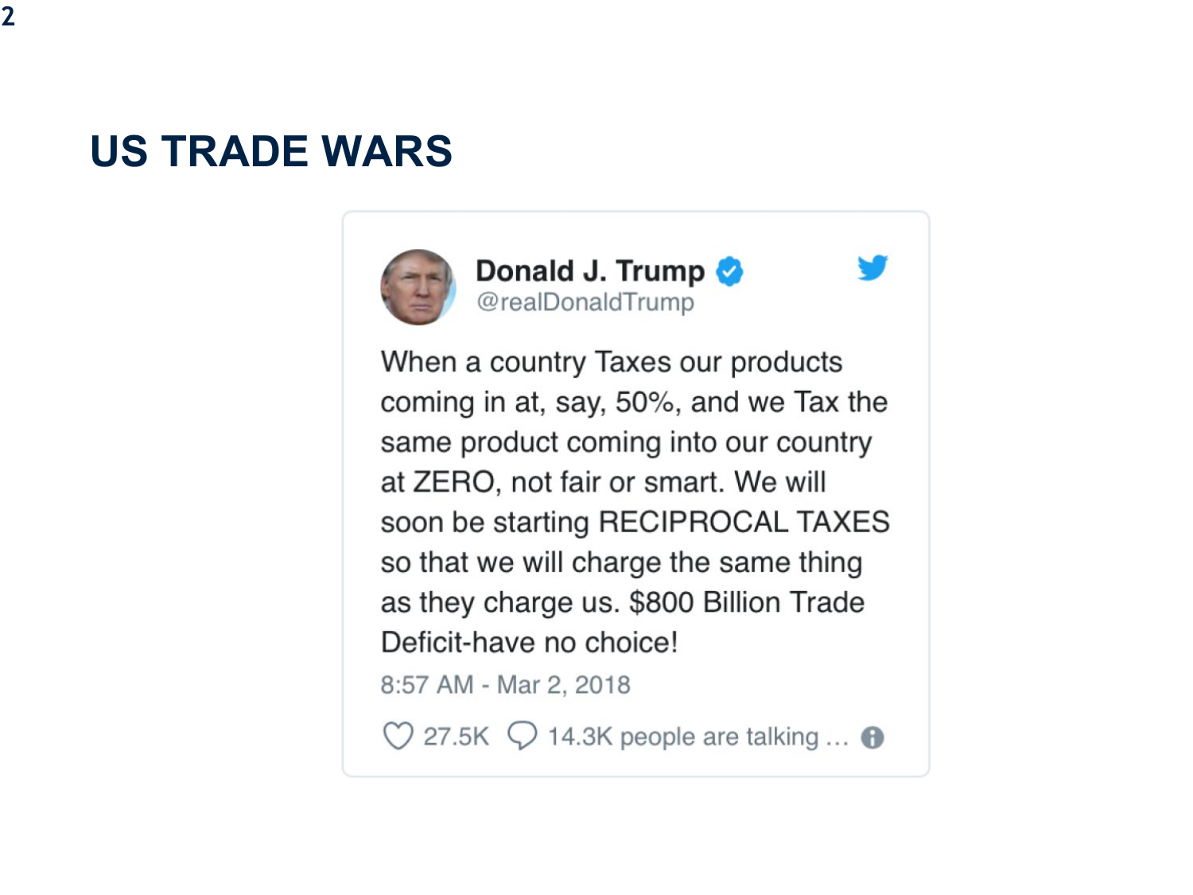# US TRADE WARS

**Donald J. Trump** @realDonaldTrump

When a country Taxes our products coming in at, say, 50%, and we Tax the same product coming into our country at ZERO, not fair or smart. We will soon be starting RECIPROCAL TAXES so that we will charge the same thing as they charge us. $800 Billion Trade Deficit-have no choice!

8:57 AM - Mar 2, 2018

27.5K 14.3K people are talking ...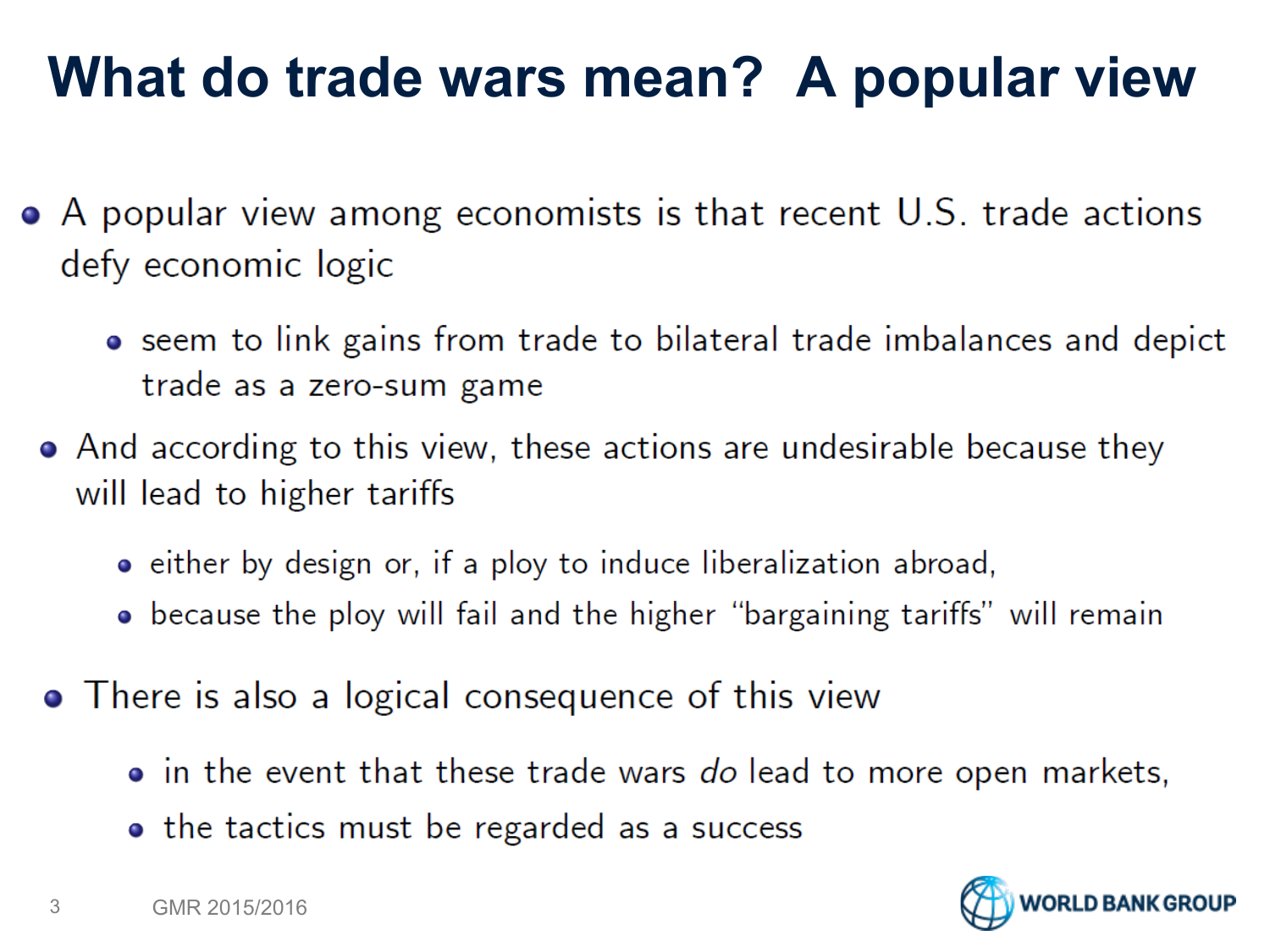# What do trade wars mean? A popular view

- A popular view among economists is that recent U.S. trade actions defy economic logic
  - seem to link gains from trade to bilateral trade imbalances and depict trade as a zero-sum game
- And according to this view, these actions are undesirable because they will lead to higher tariffs
  - either by design or, if a ploy to induce liberalization abroad,
  - because the ploy will fail and the higher "bargaining tariffs" will remain
- There is also a logical consequence of this view
  - in the event that these trade wars *do* lead to more open markets,
  - the tactics must be regarded as a success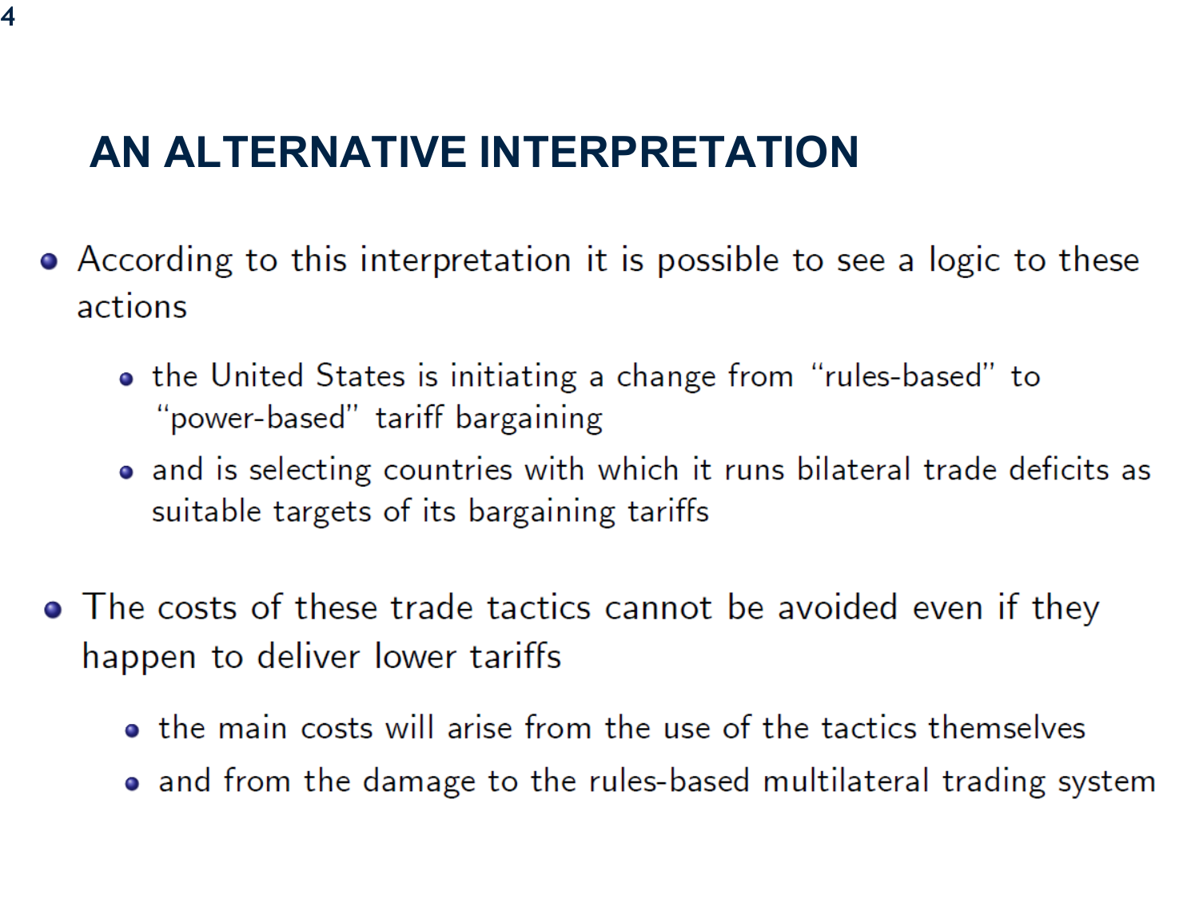## AN ALTERNATIVE INTERPRETATION

- According to this interpretation it is possible to see a logic to these actions
  - the United States is initiating a change from "rules-based" to "power-based" tariff bargaining
  - and is selecting countries with which it runs bilateral trade deficits as suitable targets of its bargaining tariffs
- The costs of these trade tactics cannot be avoided even if they happen to deliver lower tariffs
  - the main costs will arise from the use of the tactics themselves
  - and from the damage to the rules-based multilateral trading system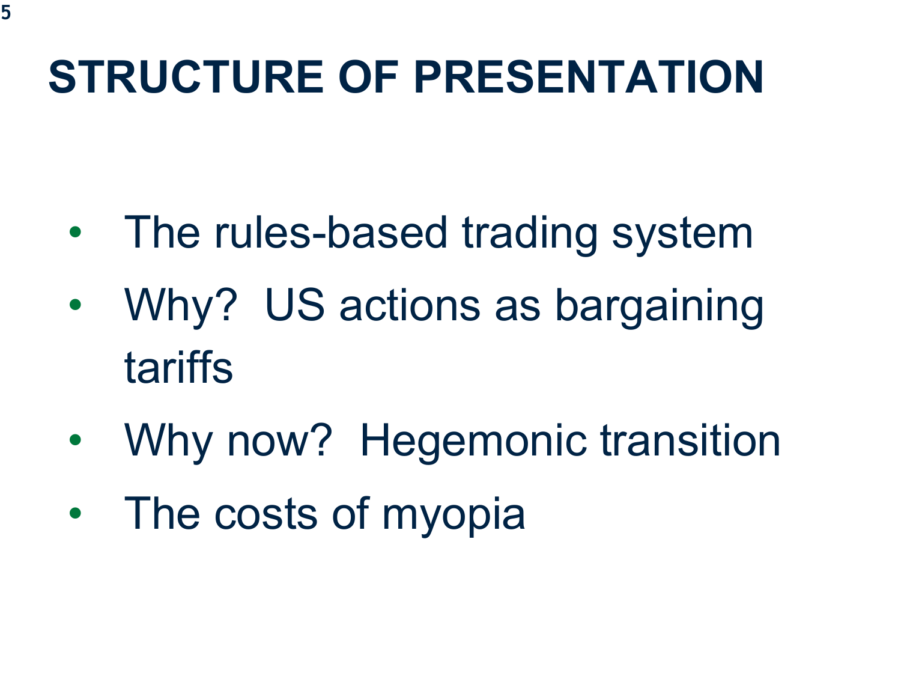# STRUCTURE OF PRESENTATION

- The rules-based trading system
- Why? US actions as bargaining tariffs
- Why now? Hegemonic transition
- The costs of myopia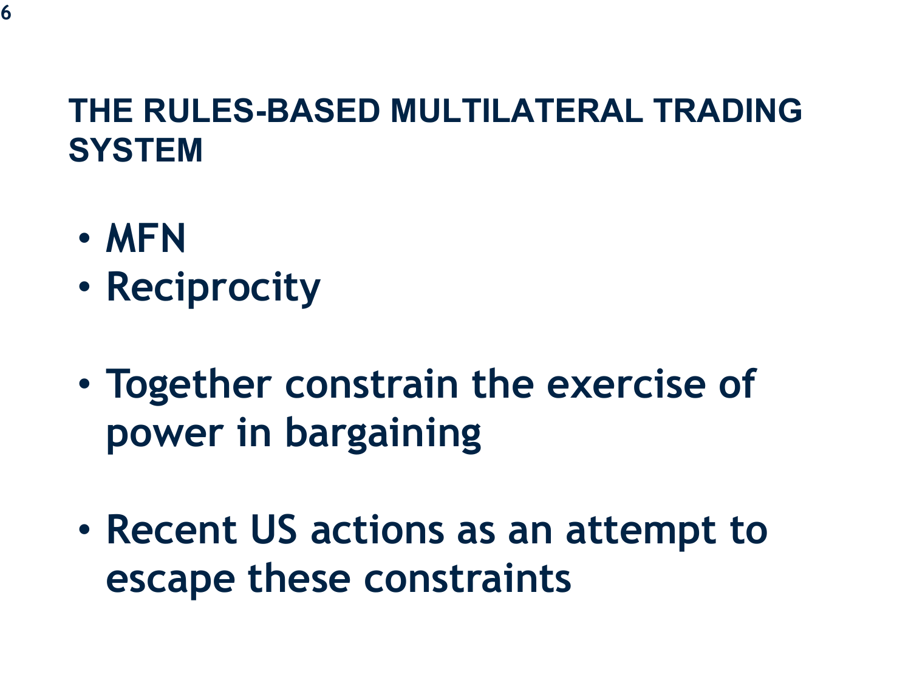## THE RULES-BASED MULTILATERAL TRADING SYSTEM

- MFN
- Reciprocity

- Together constrain the exercise of power in bargaining

- Recent US actions as an attempt to escape these constraints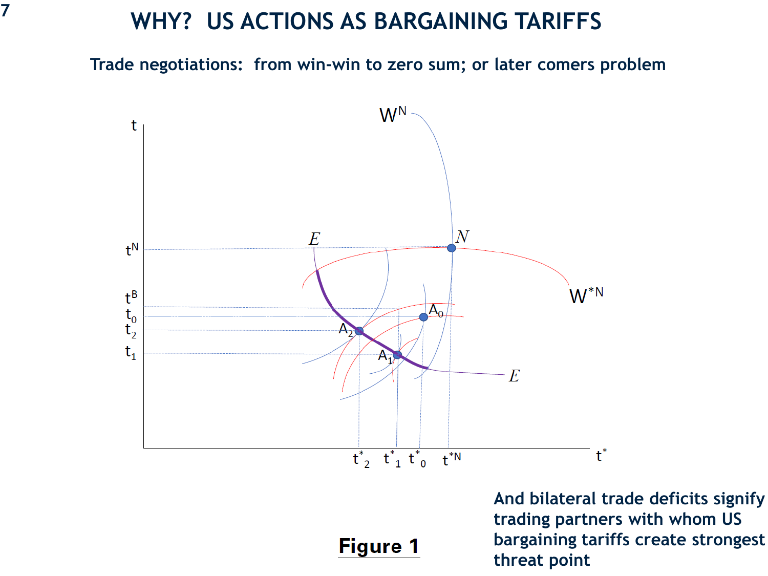# WHY? US ACTIONS AS BARGAINING TARIFFS

**Trade negotiations: from win-win to zero sum; or later comers problem**

**Figure 1**

**And bilateral trade deficits signify trading partners with whom US bargaining tariffs create strongest threat point**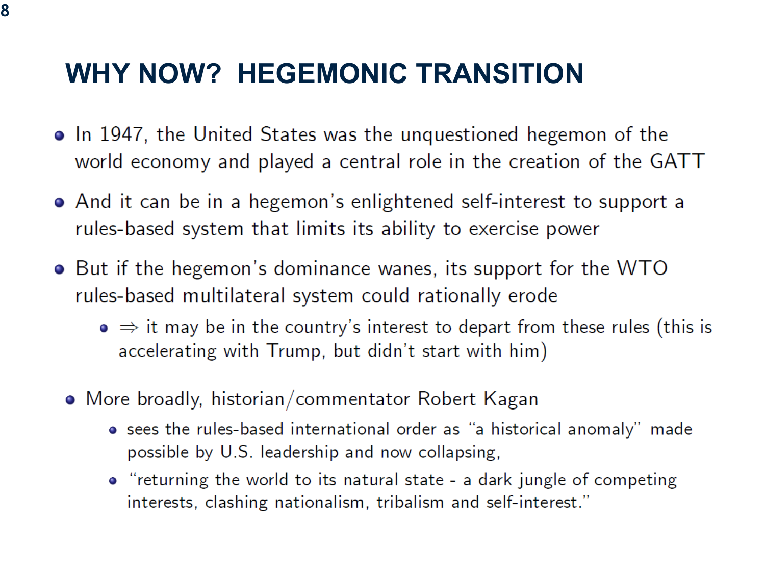# WHY NOW? HEGEMONIC TRANSITION

- In 1947, the United States was the unquestioned hegemon of the world economy and played a central role in the creation of the GATT
- And it can be in a hegemon's enlightened self-interest to support a rules-based system that limits its ability to exercise power
- But if the hegemon's dominance wanes, its support for the WTO rules-based multilateral system could rationally erode
  - $\Rightarrow$ it may be in the country's interest to depart from these rules (this is accelerating with Trump, but didn't start with him)
- More broadly, historian/commentator Robert Kagan
  - sees the rules-based international order as "a historical anomaly" made possible by U.S. leadership and now collapsing,
  - "returning the world to its natural state - a dark jungle of competing interests, clashing nationalism, tribalism and self-interest."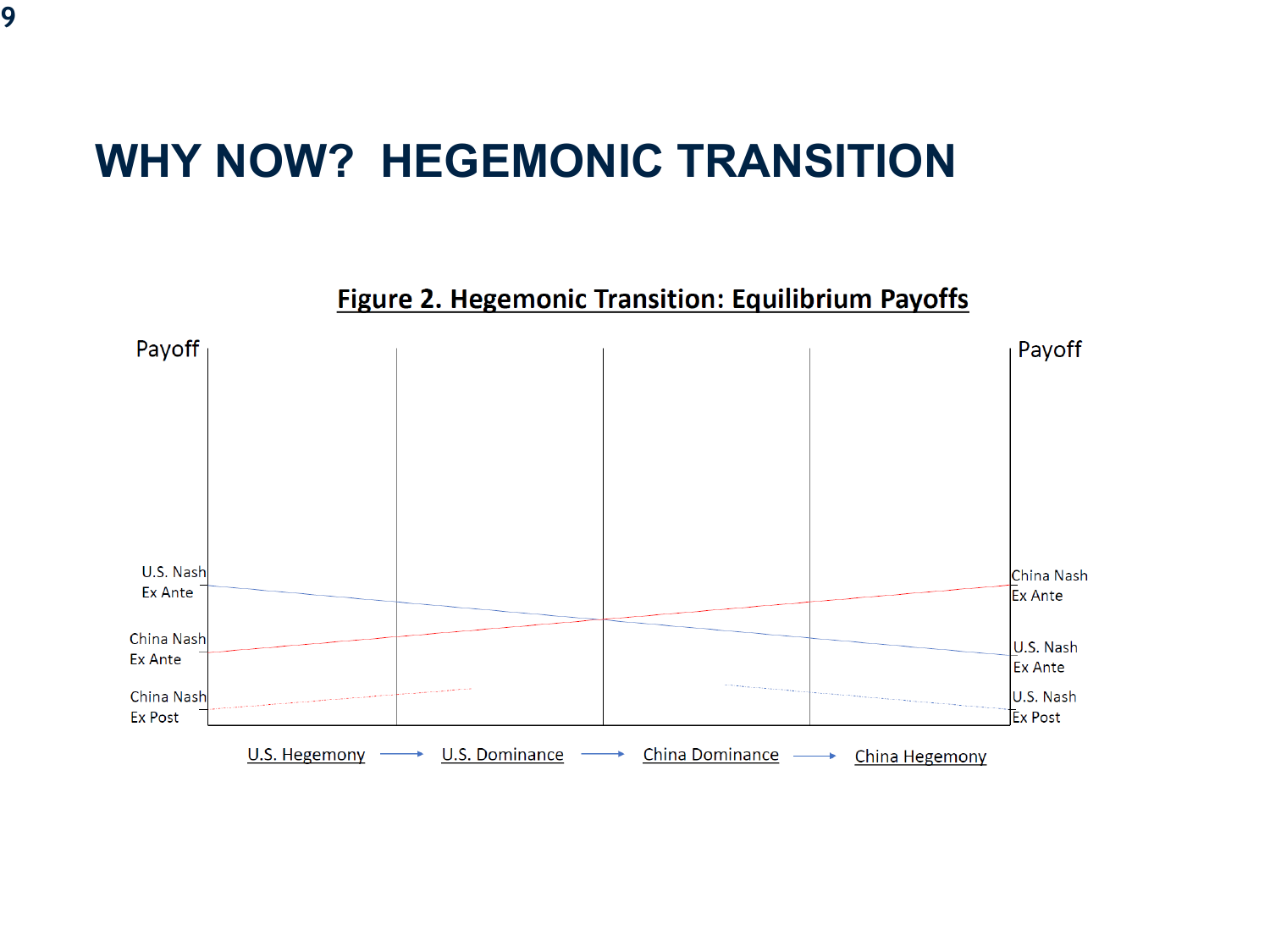# WHY NOW? HEGEMONIC TRANSITION

**Figure 2. Hegemonic Transition: Equilibrium Payoffs**

Payoff

Payoff

U.S. Nash Ex Ante

China Nash Ex Ante

China Nash Ex Post

China Nash Ex Ante

U.S. Nash Ex Ante

U.S. Nash Ex Post

U.S. Hegemony → U.S. Dominance → China Dominance → China Hegemony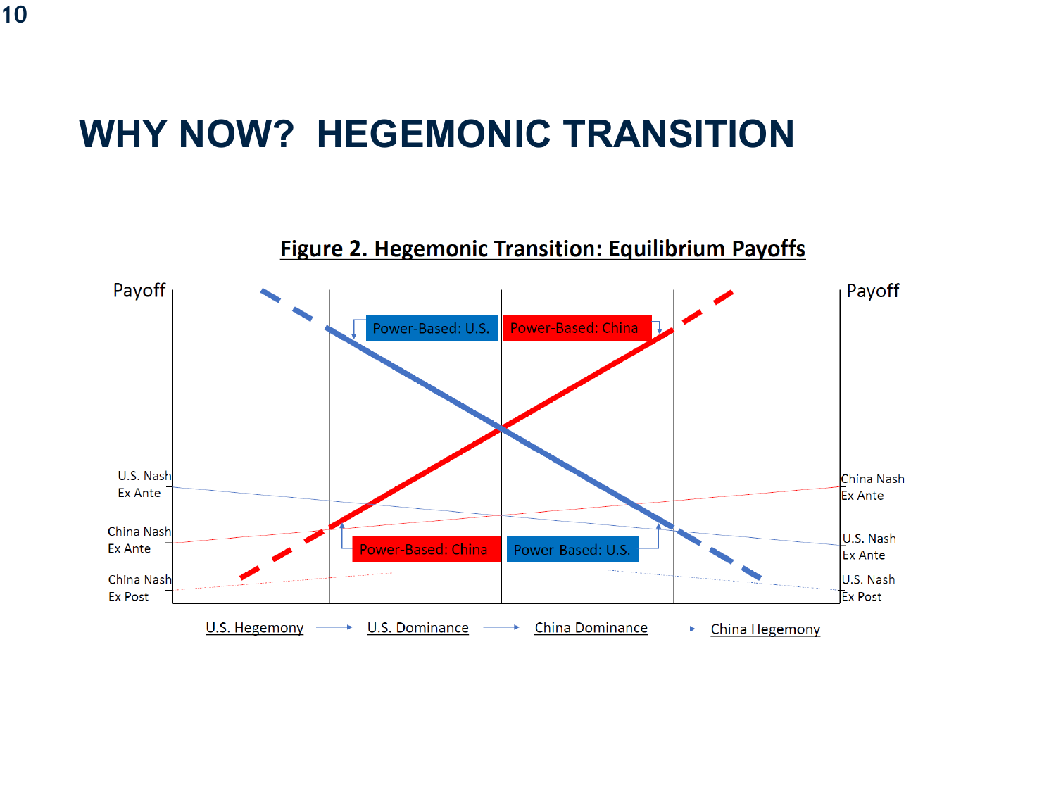# WHY NOW? HEGEMONIC TRANSITION

**Figure 2. Hegemonic Transition: Equilibrium Payoffs**

Payoff

Payoff

Power-Based: U.S.

Power-Based: China

U.S. Nash Ex Ante

China Nash Ex Ante

China Nash Ex Post

China Nash Ex Ante

U.S. Nash Ex Ante

U.S. Nash Ex Post

Power-Based: China

Power-Based: U.S.

U.S. Hegemony → U.S. Dominance → China Dominance → China Hegemony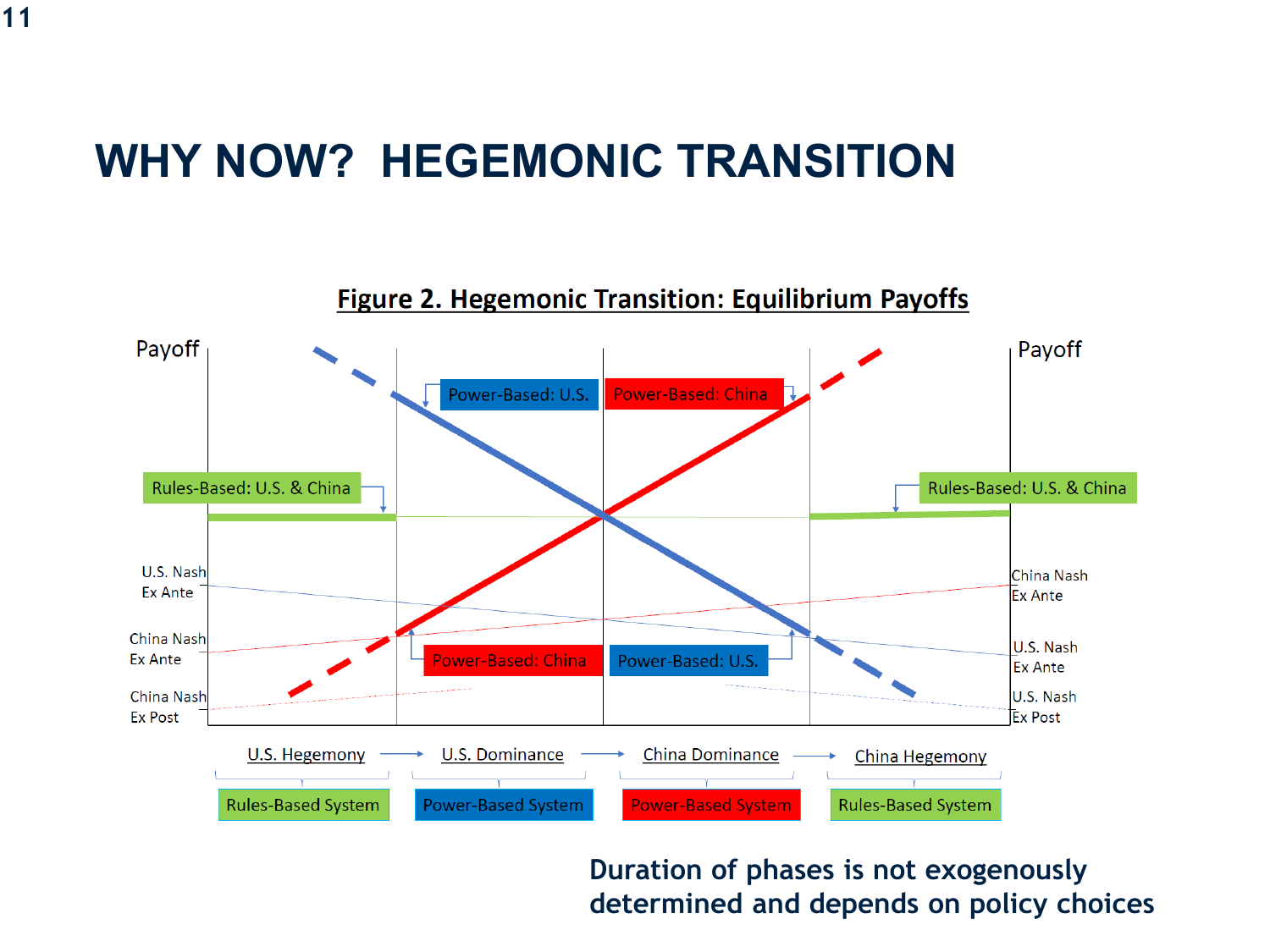# WHY NOW? HEGEMONIC TRANSITION

**Figure 2. Hegemonic Transition: Equilibrium Payoffs**

Payoff

Power-Based: U.S.

Power-Based: China

Rules-Based: U.S. & China

Rules-Based: U.S. & China

U.S. Nash Ex Ante

China Nash Ex Ante

China Nash Ex Post

China Nash Ex Ante

U.S. Nash Ex Ante

U.S. Nash Ex Post

Power-Based: China

Power-Based: U.S.

U.S. Hegemony → U.S. Dominance → China Dominance → China Hegemony

Rules-Based System | Power-Based System | Power-Based System | Rules-Based System

**Duration of phases is not exogenously determined and depends on policy choices**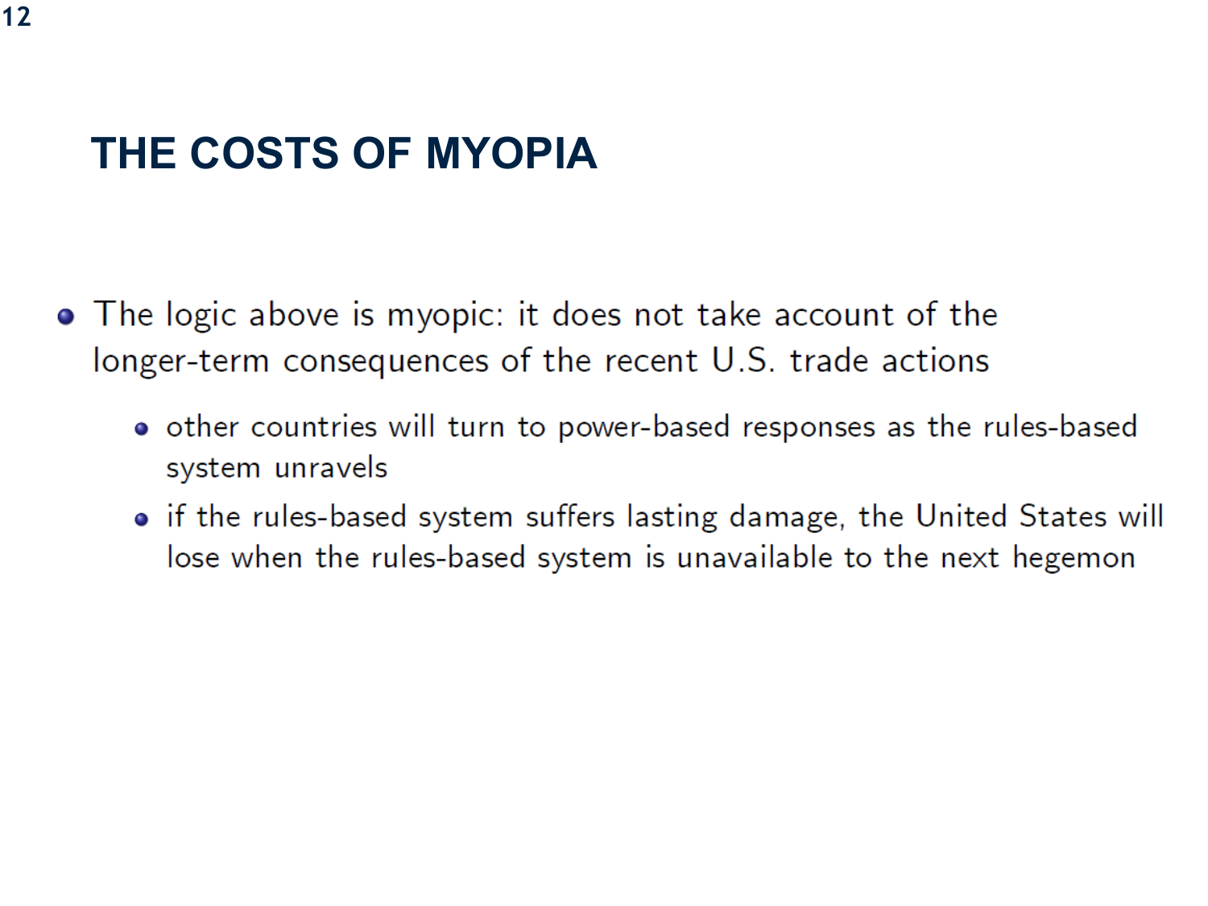# THE COSTS OF MYOPIA

- The logic above is myopic: it does not take account of the longer-term consequences of the recent U.S. trade actions
  - other countries will turn to power-based responses as the rules-based system unravels
  - if the rules-based system suffers lasting damage, the United States will lose when the rules-based system is unavailable to the next hegemon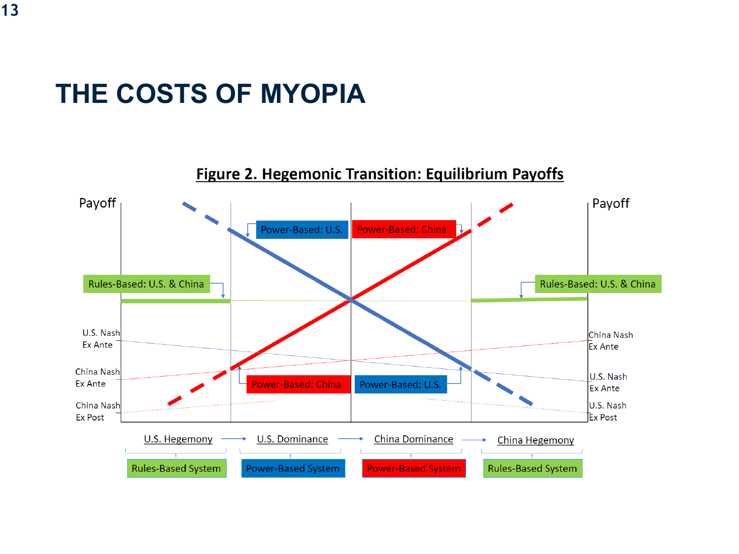# THE COSTS OF MYOPIA

**Figure 2. Hegemonic Transition: Equilibrium Payoffs**

Payoff

Payoff

Power-Based: U.S.

Power-Based: China

Rules-Based: U.S. & China

Rules-Based: U.S. & China

U.S. Nash Ex Ante

China Nash Ex Ante

China Nash Ex Post

China Nash Ex Ante

U.S. Nash Ex Ante

U.S. Nash Ex Post

Power-Based: China

Power-Based: U.S.

U.S. Hegemony → U.S. Dominance → China Dominance → China Hegemony

Rules-Based System | Power-Based System | Power-Based System | Rules-Based System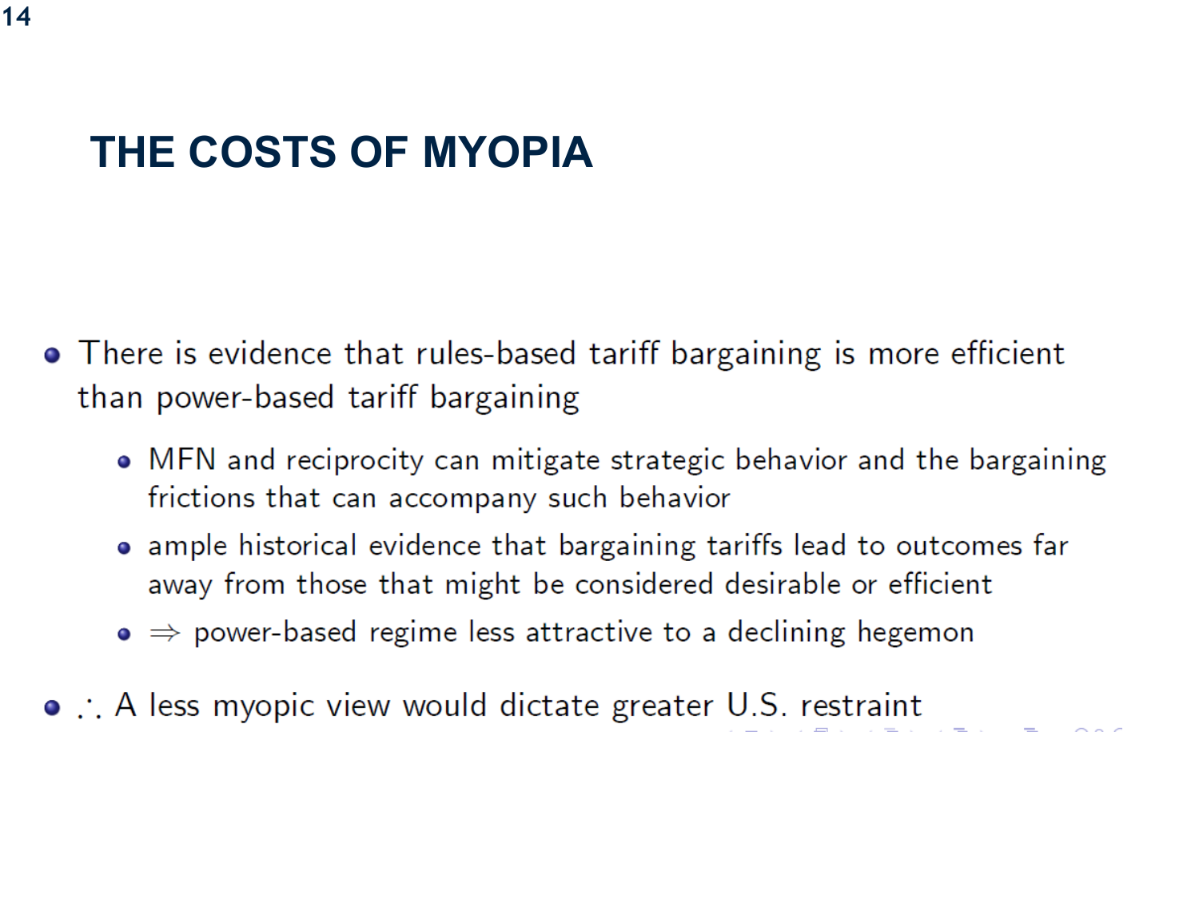# THE COSTS OF MYOPIA

- There is evidence that rules-based tariff bargaining is more efficient than power-based tariff bargaining
  - MFN and reciprocity can mitigate strategic behavior and the bargaining frictions that can accompany such behavior
  - ample historical evidence that bargaining tariffs lead to outcomes far away from those that might be considered desirable or efficient
  - $\Rightarrow$ power-based regime less attractive to a declining hegemon
- $\therefore$ A less myopic view would dictate greater U.S. restraint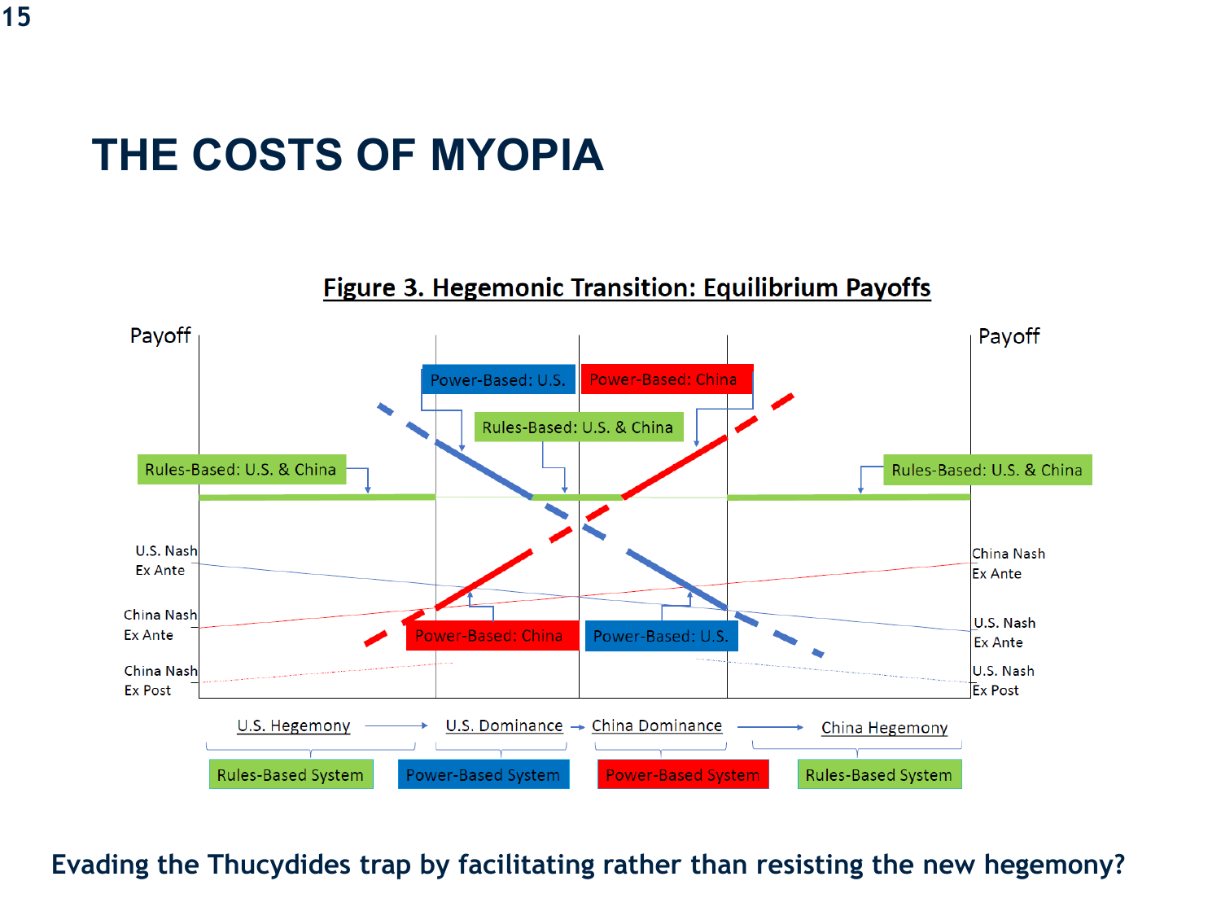# THE COSTS OF MYOPIA

**Figure 3. Hegemonic Transition: Equilibrium Payoffs**

Payoff

Payoff

Power-Based: U.S.

Power-Based: China

Rules-Based: U.S. & China

Rules-Based: U.S. & China

Rules-Based: U.S. & China

U.S. Nash Ex Ante

China Nash Ex Ante

China Nash Ex Post

China Nash Ex Ante

U.S. Nash Ex Ante

U.S. Nash Ex Post

Power-Based: China

Power-Based: U.S.

U.S. Hegemony → U.S. Dominance → China Dominance → China Hegemony

Rules-Based System | Power-Based System | Power-Based System | Rules-Based System

**Evading the Thucydides trap by facilitating rather than resisting the new hegemony?**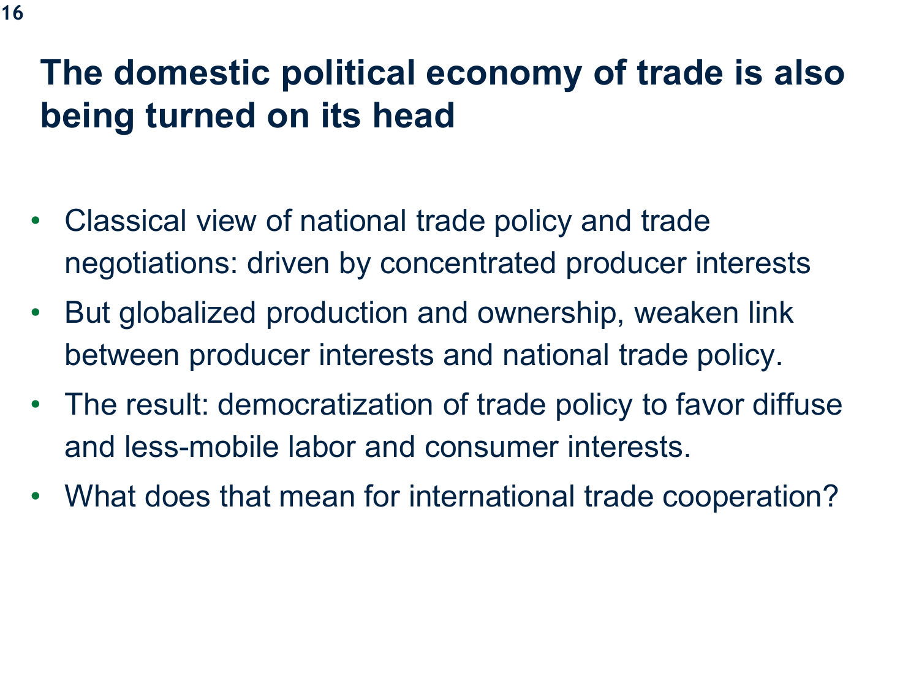# The domestic political economy of trade is also being turned on its head

- Classical view of national trade policy and trade negotiations: driven by concentrated producer interests
- But globalized production and ownership, weaken link between producer interests and national trade policy.
- The result: democratization of trade policy to favor diffuse and less-mobile labor and consumer interests.
- What does that mean for international trade cooperation?